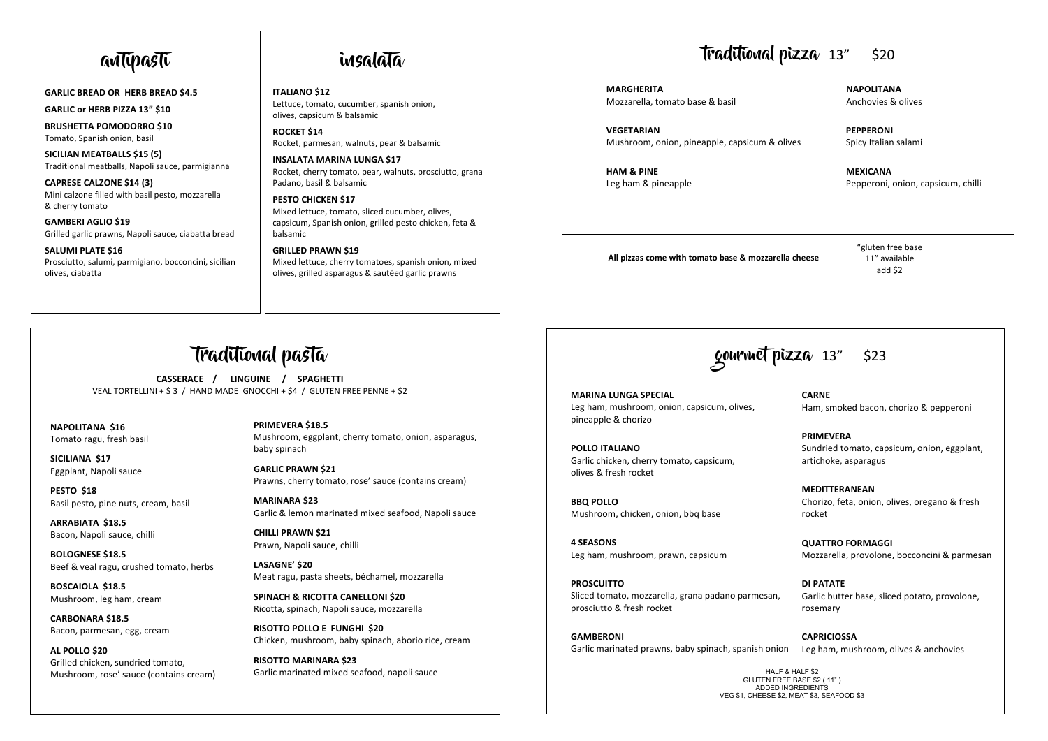## antipasti

**GARLIC BREAD OR HERB BREAD $4.5**

**GARLIC or HERB PIZZA 13" $10**

**BRUSHETTA POMODORRO $10**
Tomato, Spanish onion, basil

**SICILIAN MEATBALLS $15 (5)**
Traditional meatballs, Napoli sauce, parmigianna

**CAPRESE CALZONE $14 (3)**
Mini calzone filled with basil pesto, mozzarella & cherry tomato

**GAMBERI AGLIO $19**
Grilled garlic prawns, Napoli sauce, ciabatta bread

**SALUMI PLATE $16**
Prosciutto, salumi, parmigiano, bocconcini, sicilian olives, ciabatta

## insalata

**ITALIANO $12**
Lettuce, tomato, cucumber, spanish onion, olives, capsicum & balsamic

**ROCKET $14**
Rocket, parmesan, walnuts, pear & balsamic

**INSALATA MARINA LUNGA $17**
Rocket, cherry tomato, pear, walnuts, prosciutto, grana Padano, basil & balsamic

**PESTO CHICKEN $17**
Mixed lettuce, tomato, sliced cucumber, olives, capsicum, Spanish onion, grilled pesto chicken, feta & balsamic

**GRILLED PRAWN $19**
Mixed lettuce, cherry tomatoes, spanish onion, mixed olives, grilled asparagus & sautéed garlic prawns

## Traditional pizza 13" $20

**MARGHERITA**
Mozzarella, tomato base & basil

**VEGETARIAN**
Mushroom, onion, pineapple, capsicum & olives

**HAM & PINE**
Leg ham & pineapple

**NAPOLITANA**
Anchovies & olives

**PEPPERONI**
Spicy Italian salami

**MEXICANA**
Pepperoni, onion, capsicum, chilli

**All pizzas come with tomato base & mozzarella cheese**

"gluten free base 11" available add $2

## Traditional pasta

**CASSERACE / LINGUINE / SPAGHETTI**
VEAL TORTELLINI + $ 3 / HAND MADE GNOCCHI + $4 / GLUTEN FREE PENNE + $2

**NAPOLITANA $16**
Tomato ragu, fresh basil

**SICILIANA $17**
Eggplant, Napoli sauce

**PESTO $18**
Basil pesto, pine nuts, cream, basil

**ARRABIATA $18.5**
Bacon, Napoli sauce, chilli

**BOLOGNESE $18.5**
Beef & veal ragu, crushed tomato, herbs

**BOSCAIOLA $18.5**
Mushroom, leg ham, cream

**CARBONARA $18.5**
Bacon, parmesan, egg, cream

**AL POLLO $20**
Grilled chicken, sundried tomato, Mushroom, rose' sauce (contains cream)

**PRIMEVERA $18.5**
Mushroom, eggplant, cherry tomato, onion, asparagus, baby spinach

**GARLIC PRAWN $21**
Prawns, cherry tomato, rose' sauce (contains cream)

**MARINARA $23**
Garlic & lemon marinated mixed seafood, Napoli sauce

**CHILLI PRAWN $21**
Prawn, Napoli sauce, chilli

**LASAGNE' $20**
Meat ragu, pasta sheets, béchamel, mozzarella

**SPINACH & RICOTTA CANELLONI $20**
Ricotta, spinach, Napoli sauce, mozzarella

**RISOTTO POLLO E FUNGHI $20**
Chicken, mushroom, baby spinach, aborio rice, cream

**RISOTTO MARINARA $23**
Garlic marinated mixed seafood, napoli sauce

## gourmet pizza 13" $23

**MARINA LUNGA SPECIAL**
Leg ham, mushroom, onion, capsicum, olives, pineapple & chorizo

**POLLO ITALIANO**
Garlic chicken, cherry tomato, capsicum, olives & fresh rocket

**BBQ POLLO**
Mushroom, chicken, onion, bbq base

**4 SEASONS**
Leg ham, mushroom, prawn, capsicum

**PROSCUITTO**
Sliced tomato, mozzarella, grana padano parmesan, prosciutto & fresh rocket

**GAMBERONI**
Garlic marinated prawns, baby spinach, spanish onion

**CARNE**
Ham, smoked bacon, chorizo & pepperoni

**PRIMEVERA**
Sundried tomato, capsicum, onion, eggplant, artichoke, asparagus

**MEDITTERANEAN**
Chorizo, feta, onion, olives, oregano & fresh rocket

**QUATTRO FORMAGGI**
Mozzarella, provolone, bocconcini & parmesan

**DI PATATE**
Garlic butter base, sliced potato, provolone, rosemary

**CAPRICIOSSA**
Leg ham, mushroom, olives & anchovies

HALF & HALF $2
GLUTEN FREE BASE $2 ( 11" )
ADDED INGREDIENTS
VEG $1, CHEESE $2, MEAT $3, SEAFOOD $3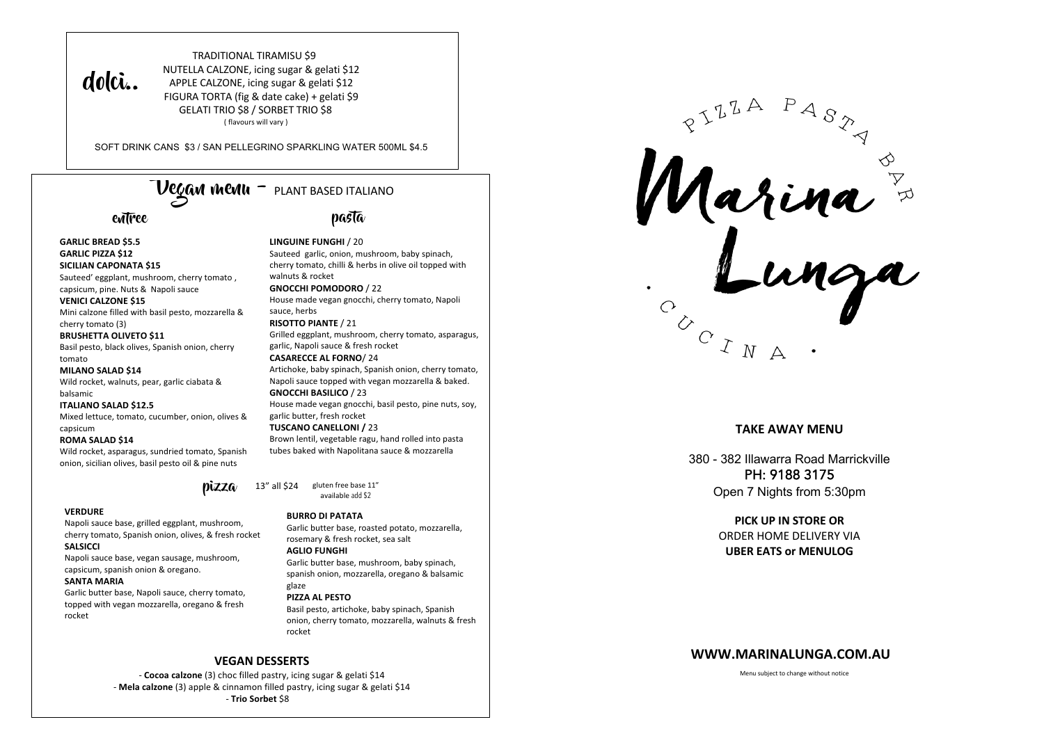## dolci..

TRADITIONAL TIRAMISU $9
NUTELLA CALZONE, icing sugar & gelati $12
APPLE CALZONE, icing sugar & gelati $12
FIGURA TORTA (fig & date cake) + gelati $9
GELATI TRIO $8 / SORBET TRIO $8
( flavours will vary )

SOFT DRINK CANS $3 / SAN PELLEGRINO SPARKLING WATER 500ML $4.5

# Vegan menu - PLANT BASED ITALIANO

## entree

**GARLIC BREAD $5.5**

**GARLIC PIZZA $12**

**SICILIAN CAPONATA $15**
Sauteed' eggplant, mushroom, cherry tomato , capsicum, pine. Nuts & Napoli sauce

**VENICI CALZONE $15**
Mini calzone filled with basil pesto, mozzarella & cherry tomato (3)

**BRUSHETTA OLIVETO $11**
Basil pesto, black olives, Spanish onion, cherry tomato

**MILANO SALAD $14**
Wild rocket, walnuts, pear, garlic ciabata & balsamic

**ITALIANO SALAD $12.5**
Mixed lettuce, tomato, cucumber, onion, olives & capsicum

**ROMA SALAD $14**
Wild rocket, asparagus, sundried tomato, Spanish onion, sicilian olives, basil pesto oil & pine nuts

## pasta

**LINGUINE FUNGHI** / 20
Sauteed garlic, onion, mushroom, baby spinach, cherry tomato, chilli & herbs in olive oil topped with walnuts & rocket

**GNOCCHI POMODORO** / 22
House made vegan gnocchi, cherry tomato, Napoli sauce, herbs

**RISOTTO PIANTE** / 21
Grilled eggplant, mushroom, cherry tomato, asparagus, garlic, Napoli sauce & fresh rocket

**CASARECCE AL FORNO**/ 24
Artichoke, baby spinach, Spanish onion, cherry tomato, Napoli sauce topped with vegan mozzarella & baked.

**GNOCCHI BASILICO** / 23
House made vegan gnocchi, basil pesto, pine nuts, soy, garlic butter, fresh rocket

**TUSCANO CANELLONI /** 23
Brown lentil, vegetable ragu, hand rolled into pasta tubes baked with Napolitana sauce & mozzarella

## pizza

13" all $24 gluten free base 11" available add $2

**VERDURE**
Napoli sauce base, grilled eggplant, mushroom, cherry tomato, Spanish onion, olives, & fresh rocket

**SALSICCI**
Napoli sauce base, vegan sausage, mushroom, capsicum, spanish onion & oregano.

**SANTA MARIA**
Garlic butter base, Napoli sauce, cherry tomato, topped with vegan mozzarella, oregano & fresh rocket

**BURRO DI PATATA**
Garlic butter base, roasted potato, mozzarella, rosemary & fresh rocket, sea salt

**AGLIO FUNGHI**
Garlic butter base, mushroom, baby spinach, spanish onion, mozzarella, oregano & balsamic glaze

**PIZZA AL PESTO**
Basil pesto, artichoke, baby spinach, Spanish onion, cherry tomato, mozzarella, walnuts & fresh rocket

## VEGAN DESSERTS

- **Cocoa calzone** (3) choc filled pastry, icing sugar & gelati $14
- **Mela calzone** (3) apple & cinnamon filled pastry, icing sugar & gelati $14
- **Trio Sorbet** $8

PIZZA PASTA BAR

# Marina Lunga

• CUCINA •

## TAKE AWAY MENU

380 - 382 Illawarra Road Marrickville
PH: 9188 3175
Open 7 Nights from 5:30pm

**PICK UP IN STORE OR**
ORDER HOME DELIVERY VIA
**UBER EATS or MENULOG**

## WWW.MARINALUNGA.COM.AU

Menu subject to change without notice